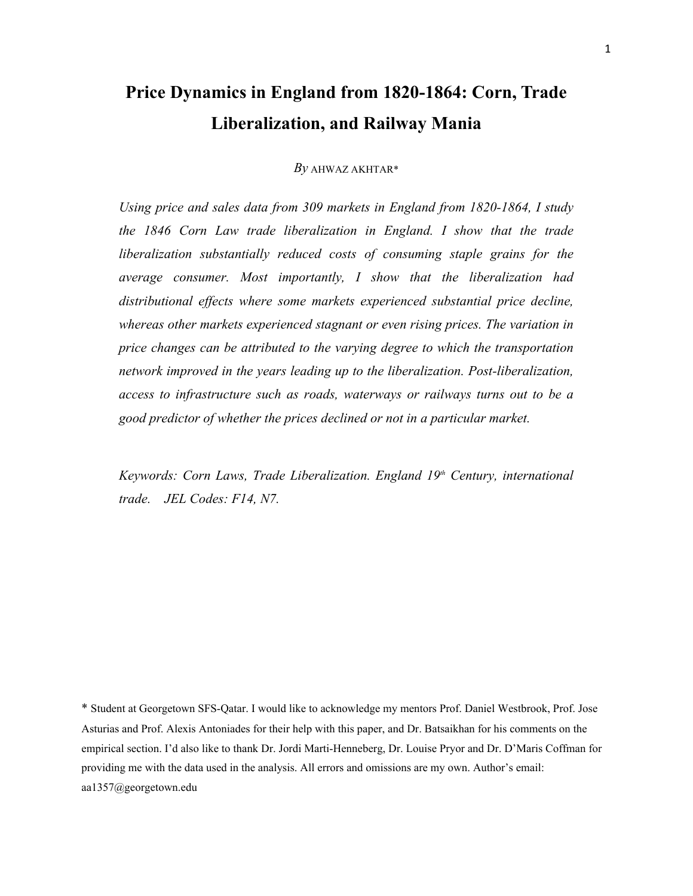# Price Dynamics in England from 1820-1864: Corn, Trade Liberalization, and Railway Mania

*By* AHWAZ AKHTAR*

*Using price and sales data from 309 markets in England from 1820-1864, I study the 1846 Corn Law trade liberalization in England. I show that the trade liberalization substantially reduced costs of consuming staple grains for the average consumer. Most importantly, I show that the liberalization had distributional effects where some markets experienced substantial price decline, whereas other markets experienced stagnant or even rising prices. The variation in price changes can be attributed to the varying degree to which the transportation network improved in the years leading up to the liberalization. Post-liberalization, access to infrastructure such as roads, waterways or railways turns out to be a good predictor of whether the prices declined or not in a particular market.*

*Keywords: Corn Laws, Trade Liberalization. England 19th Century, international trade.  JEL Codes: F14, N7.*

* Student at Georgetown SFS-Qatar. I would like to acknowledge my mentors Prof. Daniel Westbrook, Prof. Jose Asturias and Prof. Alexis Antoniades for their help with this paper, and Dr. Batsaikhan for his comments on the empirical section. I'd also like to thank Dr. Jordi Marti-Henneberg, Dr. Louise Pryor and Dr. D'Maris Coffman for providing me with the data used in the analysis. All errors and omissions are my own. Author's email: aa1357@georgetown.edu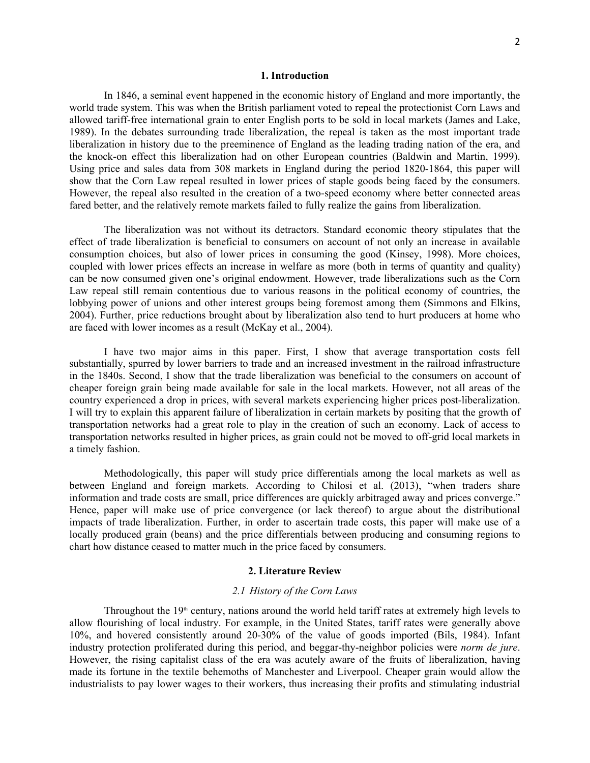## 1. Introduction

In 1846, a seminal event happened in the economic history of England and more importantly, the world trade system. This was when the British parliament voted to repeal the protectionist Corn Laws and allowed tariff-free international grain to enter English ports to be sold in local markets (James and Lake, 1989). In the debates surrounding trade liberalization, the repeal is taken as the most important trade liberalization in history due to the preeminence of England as the leading trading nation of the era, and the knock-on effect this liberalization had on other European countries (Baldwin and Martin, 1999). Using price and sales data from 308 markets in England during the period 1820-1864, this paper will show that the Corn Law repeal resulted in lower prices of staple goods being faced by the consumers. However, the repeal also resulted in the creation of a two-speed economy where better connected areas fared better, and the relatively remote markets failed to fully realize the gains from liberalization.

The liberalization was not without its detractors. Standard economic theory stipulates that the effect of trade liberalization is beneficial to consumers on account of not only an increase in available consumption choices, but also of lower prices in consuming the good (Kinsey, 1998). More choices, coupled with lower prices effects an increase in welfare as more (both in terms of quantity and quality) can be now consumed given one's original endowment. However, trade liberalizations such as the Corn Law repeal still remain contentious due to various reasons in the political economy of countries, the lobbying power of unions and other interest groups being foremost among them (Simmons and Elkins, 2004). Further, price reductions brought about by liberalization also tend to hurt producers at home who are faced with lower incomes as a result (McKay et al., 2004).

I have two major aims in this paper. First, I show that average transportation costs fell substantially, spurred by lower barriers to trade and an increased investment in the railroad infrastructure in the 1840s. Second, I show that the trade liberalization was beneficial to the consumers on account of cheaper foreign grain being made available for sale in the local markets. However, not all areas of the country experienced a drop in prices, with several markets experiencing higher prices post-liberalization. I will try to explain this apparent failure of liberalization in certain markets by positing that the growth of transportation networks had a great role to play in the creation of such an economy. Lack of access to transportation networks resulted in higher prices, as grain could not be moved to off-grid local markets in a timely fashion.

Methodologically, this paper will study price differentials among the local markets as well as between England and foreign markets. According to Chilosi et al. (2013), "when traders share information and trade costs are small, price differences are quickly arbitraged away and prices converge." Hence, paper will make use of price convergence (or lack thereof) to argue about the distributional impacts of trade liberalization. Further, in order to ascertain trade costs, this paper will make use of a locally produced grain (beans) and the price differentials between producing and consuming regions to chart how distance ceased to matter much in the price faced by consumers.

## 2. Literature Review

### *2.1 History of the Corn Laws*

Throughout the 19th century, nations around the world held tariff rates at extremely high levels to allow flourishing of local industry. For example, in the United States, tariff rates were generally above 10%, and hovered consistently around 20-30% of the value of goods imported (Bils, 1984). Infant industry protection proliferated during this period, and beggar-thy-neighbor policies were *norm de jure*. However, the rising capitalist class of the era was acutely aware of the fruits of liberalization, having made its fortune in the textile behemoths of Manchester and Liverpool. Cheaper grain would allow the industrialists to pay lower wages to their workers, thus increasing their profits and stimulating industrial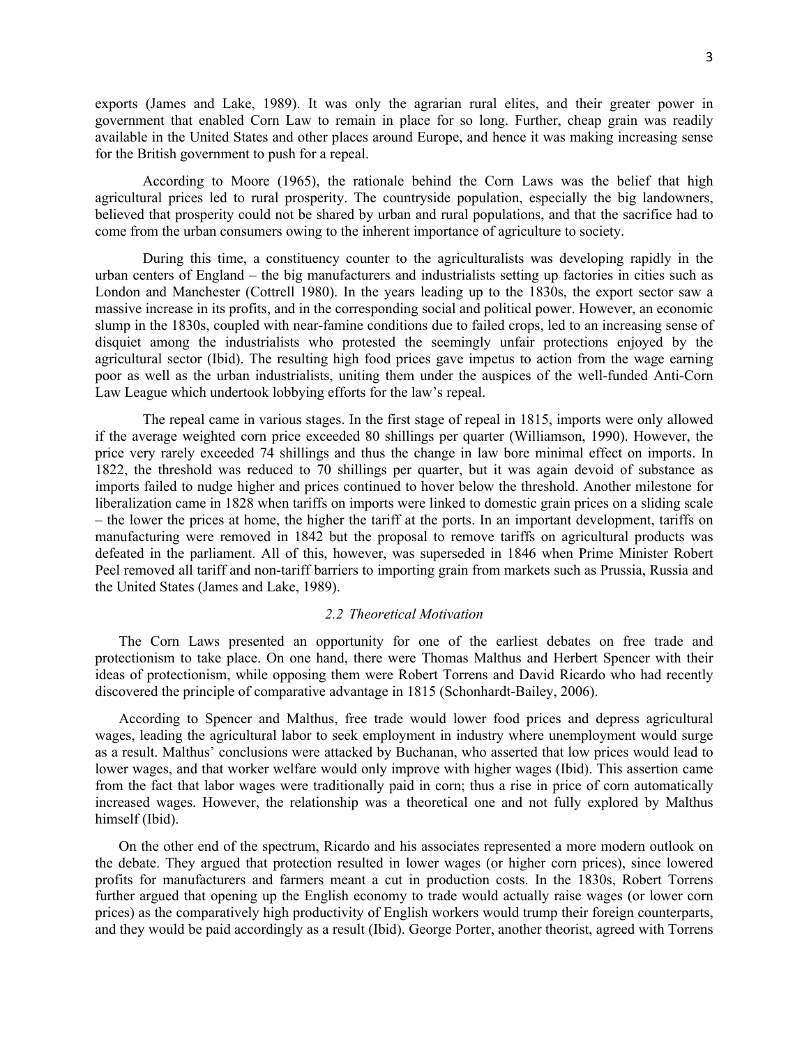exports (James and Lake, 1989). It was only the agrarian rural elites, and their greater power in government that enabled Corn Law to remain in place for so long. Further, cheap grain was readily available in the United States and other places around Europe, and hence it was making increasing sense for the British government to push for a repeal.

According to Moore (1965), the rationale behind the Corn Laws was the belief that high agricultural prices led to rural prosperity. The countryside population, especially the big landowners, believed that prosperity could not be shared by urban and rural populations, and that the sacrifice had to come from the urban consumers owing to the inherent importance of agriculture to society.

During this time, a constituency counter to the agriculturalists was developing rapidly in the urban centers of England – the big manufacturers and industrialists setting up factories in cities such as London and Manchester (Cottrell 1980). In the years leading up to the 1830s, the export sector saw a massive increase in its profits, and in the corresponding social and political power. However, an economic slump in the 1830s, coupled with near-famine conditions due to failed crops, led to an increasing sense of disquiet among the industrialists who protested the seemingly unfair protections enjoyed by the agricultural sector (Ibid). The resulting high food prices gave impetus to action from the wage earning poor as well as the urban industrialists, uniting them under the auspices of the well-funded Anti-Corn Law League which undertook lobbying efforts for the law's repeal.

The repeal came in various stages. In the first stage of repeal in 1815, imports were only allowed if the average weighted corn price exceeded 80 shillings per quarter (Williamson, 1990). However, the price very rarely exceeded 74 shillings and thus the change in law bore minimal effect on imports. In 1822, the threshold was reduced to 70 shillings per quarter, but it was again devoid of substance as imports failed to nudge higher and prices continued to hover below the threshold. Another milestone for liberalization came in 1828 when tariffs on imports were linked to domestic grain prices on a sliding scale – the lower the prices at home, the higher the tariff at the ports. In an important development, tariffs on manufacturing were removed in 1842 but the proposal to remove tariffs on agricultural products was defeated in the parliament. All of this, however, was superseded in 1846 when Prime Minister Robert Peel removed all tariff and non-tariff barriers to importing grain from markets such as Prussia, Russia and the United States (James and Lake, 1989).

### *2.2 Theoretical Motivation*

The Corn Laws presented an opportunity for one of the earliest debates on free trade and protectionism to take place. On one hand, there were Thomas Malthus and Herbert Spencer with their ideas of protectionism, while opposing them were Robert Torrens and David Ricardo who had recently discovered the principle of comparative advantage in 1815 (Schonhardt-Bailey, 2006).

According to Spencer and Malthus, free trade would lower food prices and depress agricultural wages, leading the agricultural labor to seek employment in industry where unemployment would surge as a result. Malthus' conclusions were attacked by Buchanan, who asserted that low prices would lead to lower wages, and that worker welfare would only improve with higher wages (Ibid). This assertion came from the fact that labor wages were traditionally paid in corn; thus a rise in price of corn automatically increased wages. However, the relationship was a theoretical one and not fully explored by Malthus himself (Ibid).

On the other end of the spectrum, Ricardo and his associates represented a more modern outlook on the debate. They argued that protection resulted in lower wages (or higher corn prices), since lowered profits for manufacturers and farmers meant a cut in production costs. In the 1830s, Robert Torrens further argued that opening up the English economy to trade would actually raise wages (or lower corn prices) as the comparatively high productivity of English workers would trump their foreign counterparts, and they would be paid accordingly as a result (Ibid). George Porter, another theorist, agreed with Torrens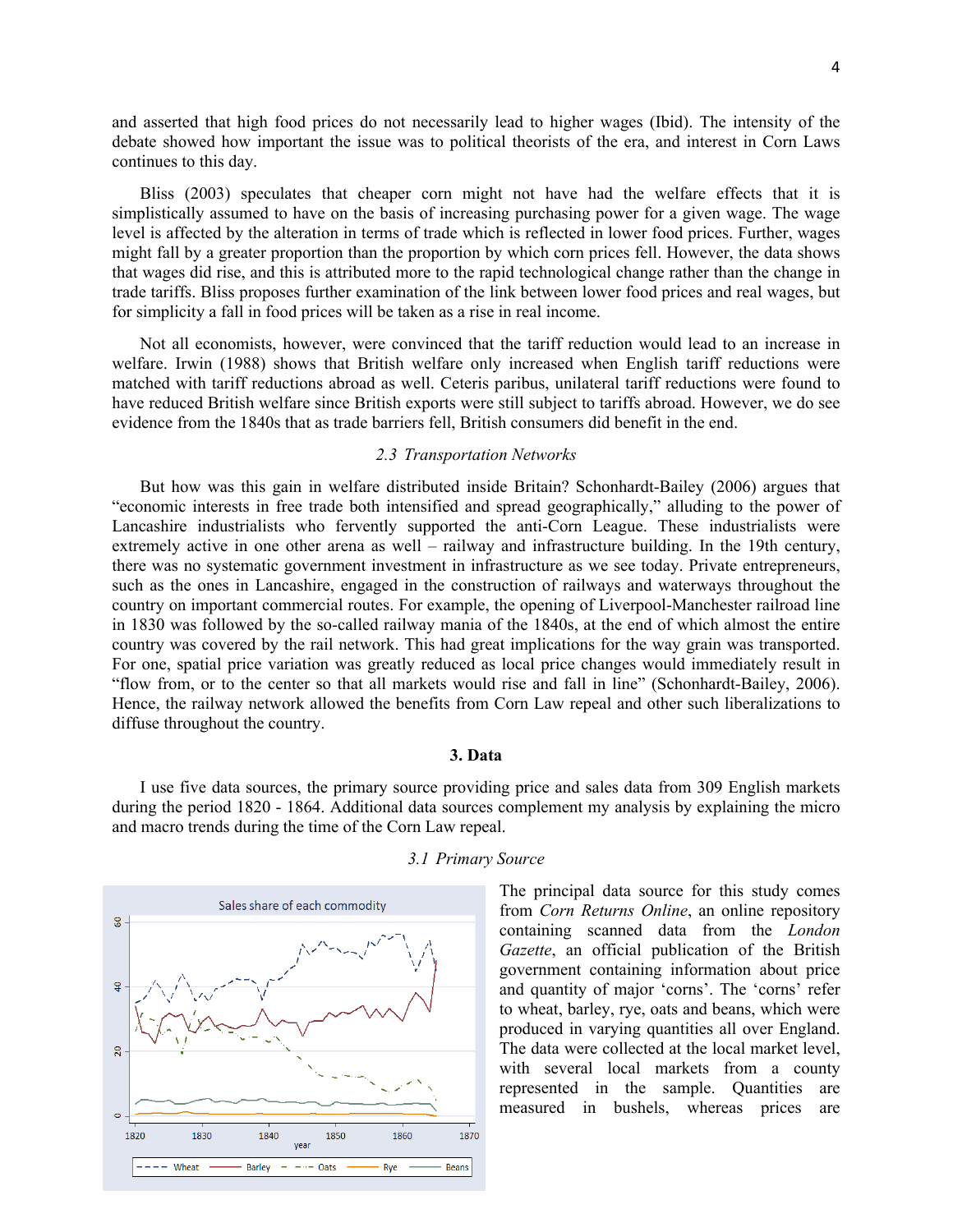and asserted that high food prices do not necessarily lead to higher wages (Ibid). The intensity of the debate showed how important the issue was to political theorists of the era, and interest in Corn Laws continues to this day.

Bliss (2003) speculates that cheaper corn might not have had the welfare effects that it is simplistically assumed to have on the basis of increasing purchasing power for a given wage. The wage level is affected by the alteration in terms of trade which is reflected in lower food prices. Further, wages might fall by a greater proportion than the proportion by which corn prices fell. However, the data shows that wages did rise, and this is attributed more to the rapid technological change rather than the change in trade tariffs. Bliss proposes further examination of the link between lower food prices and real wages, but for simplicity a fall in food prices will be taken as a rise in real income.

Not all economists, however, were convinced that the tariff reduction would lead to an increase in welfare. Irwin (1988) shows that British welfare only increased when English tariff reductions were matched with tariff reductions abroad as well. Ceteris paribus, unilateral tariff reductions were found to have reduced British welfare since British exports were still subject to tariffs abroad. However, we do see evidence from the 1840s that as trade barriers fell, British consumers did benefit in the end.

### *2.3 Transportation Networks*

But how was this gain in welfare distributed inside Britain? Schonhardt-Bailey (2006) argues that "economic interests in free trade both intensified and spread geographically," alluding to the power of Lancashire industrialists who fervently supported the anti-Corn League. These industrialists were extremely active in one other arena as well – railway and infrastructure building. In the 19th century, there was no systematic government investment in infrastructure as we see today. Private entrepreneurs, such as the ones in Lancashire, engaged in the construction of railways and waterways throughout the country on important commercial routes. For example, the opening of Liverpool-Manchester railroad line in 1830 was followed by the so-called railway mania of the 1840s, at the end of which almost the entire country was covered by the rail network. This had great implications for the way grain was transported. For one, spatial price variation was greatly reduced as local price changes would immediately result in "flow from, or to the center so that all markets would rise and fall in line" (Schonhardt-Bailey, 2006). Hence, the railway network allowed the benefits from Corn Law repeal and other such liberalizations to diffuse throughout the country.

## 3. Data

I use five data sources, the primary source providing price and sales data from 309 English markets during the period 1820 - 1864. Additional data sources complement my analysis by explaining the micro and macro trends during the time of the Corn Law repeal.

### *3.1 Primary Source*

Sales share of each commodity

0
20
40
60

1820 1830 1840 1850 1860 1870
year

Wheat Barley Oats Rye Beans

The principal data source for this study comes from *Corn Returns Online*, an online repository containing scanned data from the *London Gazette*, an official publication of the British government containing information about price and quantity of major 'corns'. The 'corns' refer to wheat, barley, rye, oats and beans, which were produced in varying quantities all over England. The data were collected at the local market level, with several local markets from a county represented in the sample. Quantities are measured in bushels, whereas prices are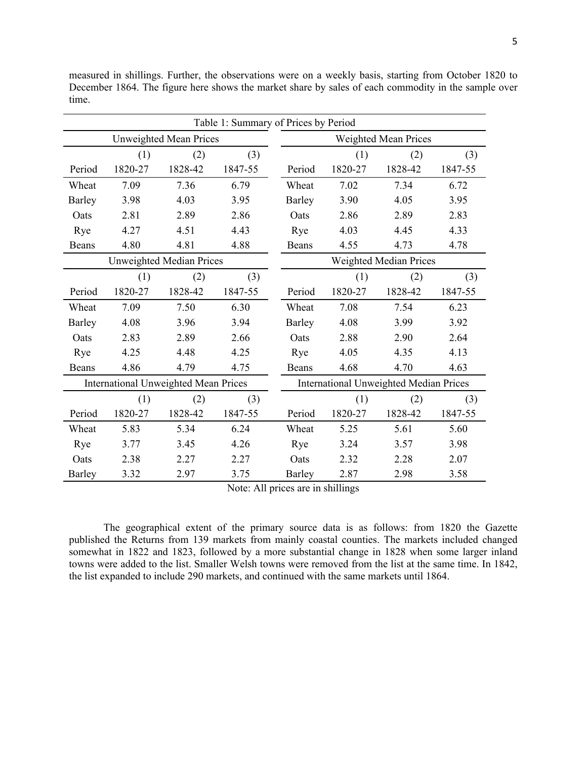measured in shillings. Further, the observations were on a weekly basis, starting from October 1820 to December 1864. The figure here shows the market share by sales of each commodity in the sample over time.

Table 1: Summary of Prices by Period

| Unweighted Mean Prices | | | | Weighted Mean Prices | | | |
|---|---|---|---|---|---|---|---|
| | (1) | (2) | (3) | | (1) | (2) | (3) |
| Period | 1820-27 | 1828-42 | 1847-55 | Period | 1820-27 | 1828-42 | 1847-55 |
| Wheat | 7.09 | 7.36 | 6.79 | Wheat | 7.02 | 7.34 | 6.72 |
| Barley | 3.98 | 4.03 | 3.95 | Barley | 3.90 | 4.05 | 3.95 |
| Oats | 2.81 | 2.89 | 2.86 | Oats | 2.86 | 2.89 | 2.83 |
| Rye | 4.27 | 4.51 | 4.43 | Rye | 4.03 | 4.45 | 4.33 |
| Beans | 4.80 | 4.81 | 4.88 | Beans | 4.55 | 4.73 | 4.78 |
| **Unweighted Median Prices** | | | | **Weighted Median Prices** | | | |
| | (1) | (2) | (3) | | (1) | (2) | (3) |
| Period | 1820-27 | 1828-42 | 1847-55 | Period | 1820-27 | 1828-42 | 1847-55 |
| Wheat | 7.09 | 7.50 | 6.30 | Wheat | 7.08 | 7.54 | 6.23 |
| Barley | 4.08 | 3.96 | 3.94 | Barley | 4.08 | 3.99 | 3.92 |
| Oats | 2.83 | 2.89 | 2.66 | Oats | 2.88 | 2.90 | 2.64 |
| Rye | 4.25 | 4.48 | 4.25 | Rye | 4.05 | 4.35 | 4.13 |
| Beans | 4.86 | 4.79 | 4.75 | Beans | 4.68 | 4.70 | 4.63 |
| **International Unweighted Mean Prices** | | | | **International Unweighted Median Prices** | | | |
| | (1) | (2) | (3) | | (1) | (2) | (3) |
| Period | 1820-27 | 1828-42 | 1847-55 | Period | 1820-27 | 1828-42 | 1847-55 |
| Wheat | 5.83 | 5.34 | 6.24 | Wheat | 5.25 | 5.61 | 5.60 |
| Rye | 3.77 | 3.45 | 4.26 | Rye | 3.24 | 3.57 | 3.98 |
| Oats | 2.38 | 2.27 | 2.27 | Oats | 2.32 | 2.28 | 2.07 |
| Barley | 3.32 | 2.97 | 3.75 | Barley | 2.87 | 2.98 | 3.58 |

Note: All prices are in shillings

The geographical extent of the primary source data is as follows: from 1820 the Gazette published the Returns from 139 markets from mainly coastal counties. The markets included changed somewhat in 1822 and 1823, followed by a more substantial change in 1828 when some larger inland towns were added to the list. Smaller Welsh towns were removed from the list at the same time. In 1842, the list expanded to include 290 markets, and continued with the same markets until 1864.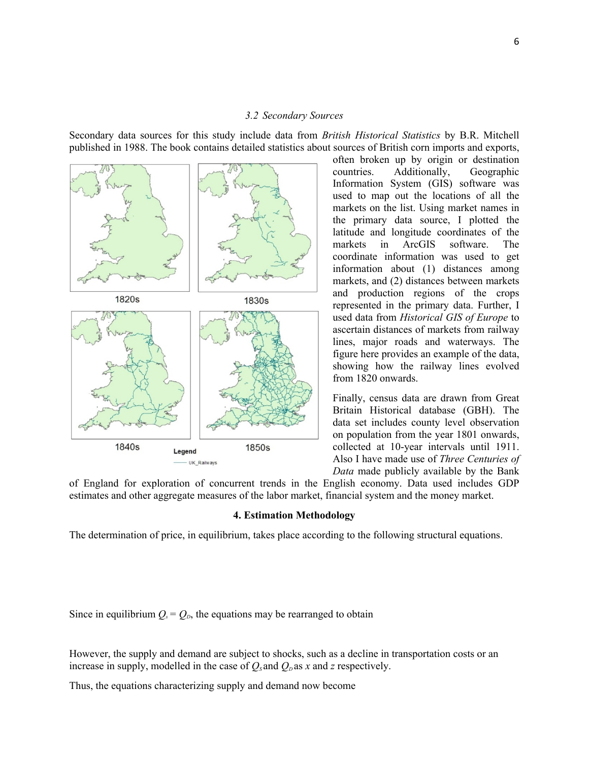### 3.2 Secondary Sources

Secondary data sources for this study include data from *British Historical Statistics* by B.R. Mitchell published in 1988. The book contains detailed statistics about sources of British corn imports and exports, often broken up by origin or destination countries. Additionally, Geographic Information System (GIS) software was used to map out the locations of all the markets on the list. Using market names in the primary data source, I plotted the latitude and longitude coordinates of the markets in ArcGIS software. The coordinate information was used to get information about (1) distances among markets, and (2) distances between markets and production regions of the crops represented in the primary data. Further, I used data from *Historical GIS of Europe* to ascertain distances of markets from railway lines, major roads and waterways. The figure here provides an example of the data, showing how the railway lines evolved from 1820 onwards.

1820s

1830s

1840s

1850s

Legend

UK_Railways

Finally, census data are drawn from Great Britain Historical database (GBH). The data set includes county level observation on population from the year 1801 onwards, collected at 10-year intervals until 1911. Also I have made use of *Three Centuries of Data* made publicly available by the Bank of England for exploration of concurrent trends in the English economy. Data used includes GDP estimates and other aggregate measures of the labor market, financial system and the money market.

**4. Estimation Methodology**

The determination of price, in equilibrium, takes place according to the following structural equations.

Since in equilibrium $Q_s = Q_D$, the equations may be rearranged to obtain

However, the supply and demand are subject to shocks, such as a decline in transportation costs or an increase in supply, modelled in the case of $Q_s$ and $Q_D$ as $x$ and $z$ respectively.

Thus, the equations characterizing supply and demand now become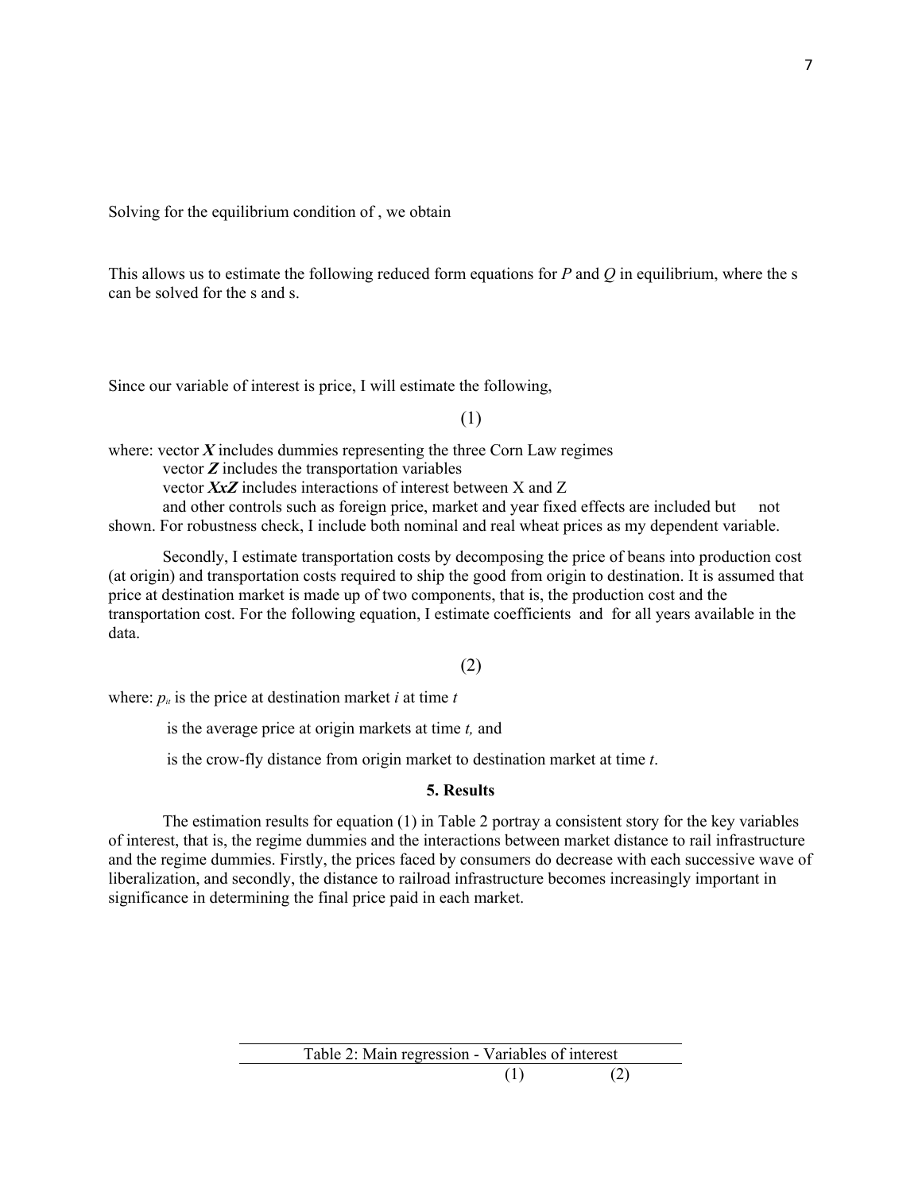Solving for the equilibrium condition of , we obtain

This allows us to estimate the following reduced form equations for *P* and *Q* in equilibrium, where the s can be solved for the s and s.

Since our variable of interest is price, I will estimate the following,

(1)

where: vector ***X*** includes dummies representing the three Corn Law regimes

vector ***Z*** includes the transportation variables

vector ***XxZ*** includes interactions of interest between X and Z

and other controls such as foreign price, market and year fixed effects are included but not shown. For robustness check, I include both nominal and real wheat prices as my dependent variable.

Secondly, I estimate transportation costs by decomposing the price of beans into production cost (at origin) and transportation costs required to ship the good from origin to destination. It is assumed that price at destination market is made up of two components, that is, the production cost and the transportation cost. For the following equation, I estimate coefficients and for all years available in the data.

(2)

where: $p_{it}$ is the price at destination market *i* at time *t*

is the average price at origin markets at time *t,* and

is the crow-fly distance from origin market to destination market at time *t*.

### 5. Results

The estimation results for equation (1) in Table 2 portray a consistent story for the key variables of interest, that is, the regime dummies and the interactions between market distance to rail infrastructure and the regime dummies. Firstly, the prices faced by consumers do decrease with each successive wave of liberalization, and secondly, the distance to railroad infrastructure becomes increasingly important in significance in determining the final price paid in each market.

Table 2: Main regression - Variables of interest

| | (1) | (2) |
|---|---|---|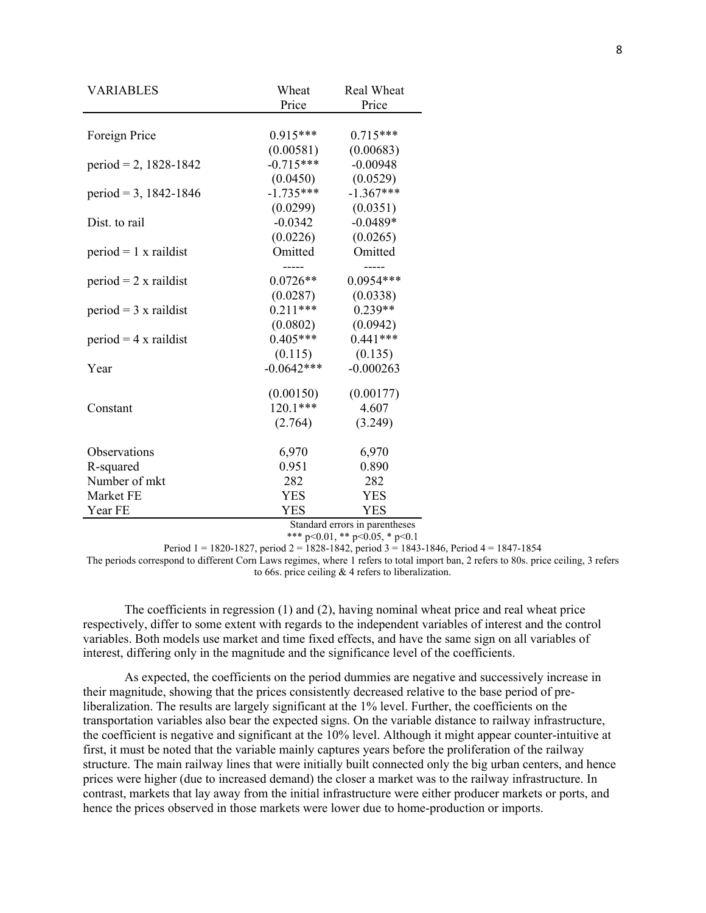| VARIABLES | Wheat Price | Real Wheat Price |
|---|---|---|
| Foreign Price | 0.915*** | 0.715*** |
| | (0.00581) | (0.00683) |
| period = 2, 1828-1842 | -0.715*** | -0.00948 |
| | (0.0450) | (0.0529) |
| period = 3, 1842-1846 | -1.735*** | -1.367*** |
| | (0.0299) | (0.0351) |
| Dist. to rail | -0.0342 | -0.0489* |
| | (0.0226) | (0.0265) |
| period = 1 x raildist | Omitted | Omitted |
| | ----- | ----- |
| period = 2 x raildist | 0.0726** | 0.0954*** |
| | (0.0287) | (0.0338) |
| period = 3 x raildist | 0.211*** | 0.239** |
| | (0.0802) | (0.0942) |
| period = 4 x raildist | 0.405*** | 0.441*** |
| | (0.115) | (0.135) |
| Year | -0.0642*** | -0.000263 |
| | (0.00150) | (0.00177) |
| Constant | 120.1*** | 4.607 |
| | (2.764) | (3.249) |
| Observations | 6,970 | 6,970 |
| R-squared | 0.951 | 0.890 |
| Number of mkt | 282 | 282 |
| Market FE | YES | YES |
| Year FE | YES | YES |

Standard errors in parentheses

*** p<0.01, ** p<0.05, * p<0.1

Period 1 = 1820-1827, period 2 = 1828-1842, period 3 = 1843-1846, Period 4 = 1847-1854

The periods correspond to different Corn Laws regimes, where 1 refers to total import ban, 2 refers to 80s. price ceiling, 3 refers to 66s. price ceiling & 4 refers to liberalization.

The coefficients in regression (1) and (2), having nominal wheat price and real wheat price respectively, differ to some extent with regards to the independent variables of interest and the control variables. Both models use market and time fixed effects, and have the same sign on all variables of interest, differing only in the magnitude and the significance level of the coefficients.

As expected, the coefficients on the period dummies are negative and successively increase in their magnitude, showing that the prices consistently decreased relative to the base period of pre-liberalization. The results are largely significant at the 1% level. Further, the coefficients on the transportation variables also bear the expected signs. On the variable distance to railway infrastructure, the coefficient is negative and significant at the 10% level. Although it might appear counter-intuitive at first, it must be noted that the variable mainly captures years before the proliferation of the railway structure. The main railway lines that were initially built connected only the big urban centers, and hence prices were higher (due to increased demand) the closer a market was to the railway infrastructure. In contrast, markets that lay away from the initial infrastructure were either producer markets or ports, and hence the prices observed in those markets were lower due to home-production or imports.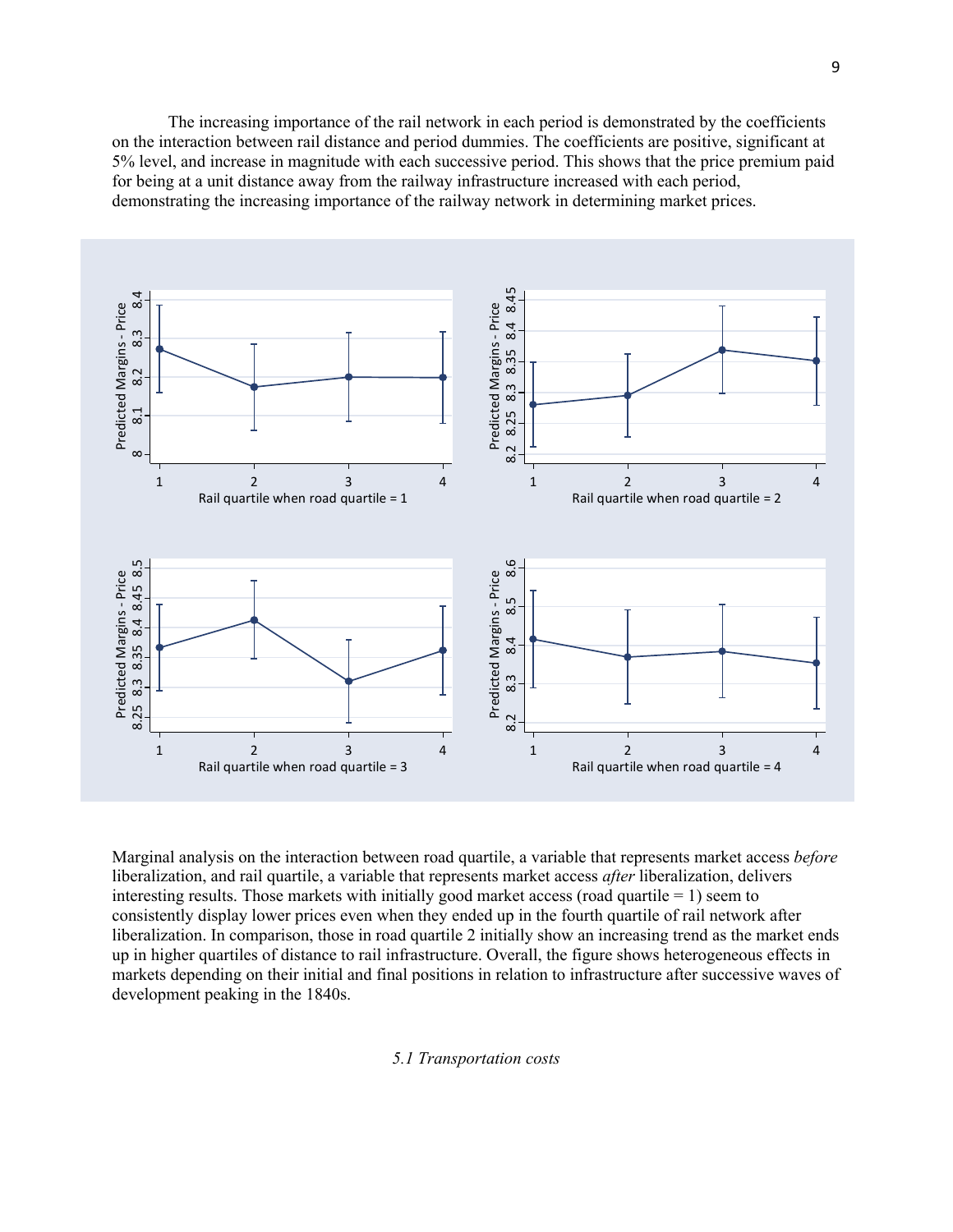The increasing importance of the rail network in each period is demonstrated by the coefficients on the interaction between rail distance and period dummies. The coefficients are positive, significant at 5% level, and increase in magnitude with each successive period. This shows that the price premium paid for being at a unit distance away from the railway infrastructure increased with each period, demonstrating the increasing importance of the railway network in determining market prices.

Predicted Margins - Price
8 8.1 8.2 8.3 8.4
1 2 3 4
Rail quartile when road quartile = 1

Predicted Margins - Price
8.2 8.25 8.3 8.35 8.4 8.45
1 2 3 4
Rail quartile when road quartile = 2

Predicted Margins - Price
8.25 8.3 8.35 8.4 8.45 8.5
1 2 3 4
Rail quartile when road quartile = 3

Predicted Margins - Price
8.2 8.3 8.4 8.5 8.6
1 2 3 4
Rail quartile when road quartile = 4

Marginal analysis on the interaction between road quartile, a variable that represents market access *before* liberalization, and rail quartile, a variable that represents market access *after* liberalization, delivers interesting results. Those markets with initially good market access (road quartile = 1) seem to consistently display lower prices even when they ended up in the fourth quartile of rail network after liberalization. In comparison, those in road quartile 2 initially show an increasing trend as the market ends up in higher quartiles of distance to rail infrastructure. Overall, the figure shows heterogeneous effects in markets depending on their initial and final positions in relation to infrastructure after successive waves of development peaking in the 1840s.

### *5.1 Transportation costs*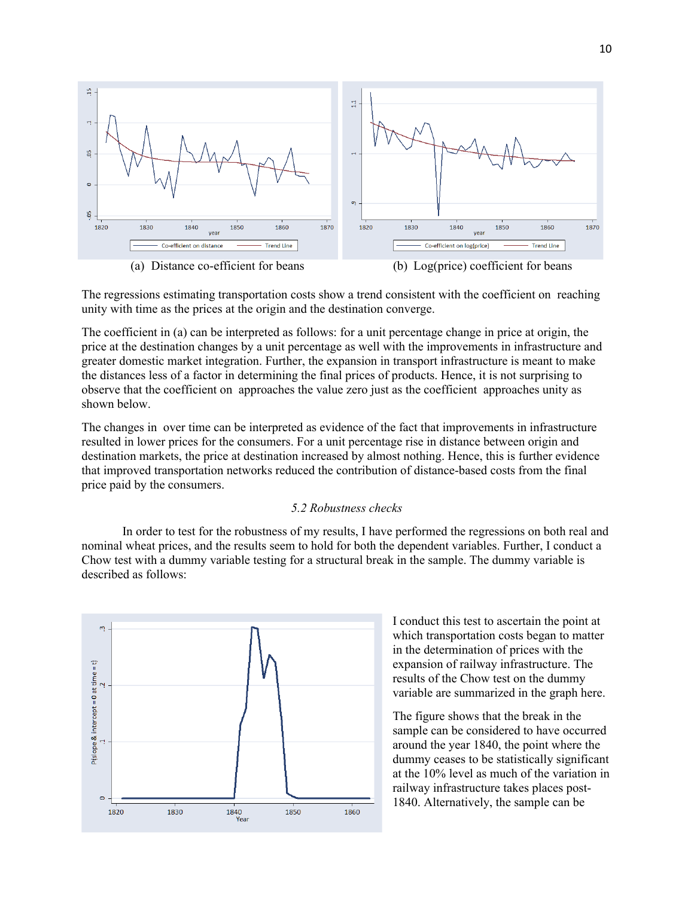.15

.1

.05

0

-.05

1820 1830 1840 1850 1860 1870

year

Co-efficient on distance — Trend Line

1.1

1

.9

1820 1830 1840 1850 1860 1870

year

Co-efficient on log(price) — Trend Line

(a) Distance co-efficient for beans

(b) Log(price) coefficient for beans

The regressions estimating transportation costs show a trend consistent with the coefficient on  reaching unity with time as the prices at the origin and the destination converge.

The coefficient in (a) can be interpreted as follows: for a unit percentage change in price at origin, the price at the destination changes by a unit percentage as well with the improvements in infrastructure and greater domestic market integration. Further, the expansion in transport infrastructure is meant to make the distances less of a factor in determining the final prices of products. Hence, it is not surprising to observe that the coefficient on  approaches the value zero just as the coefficient  approaches unity as shown below.

The changes in  over time can be interpreted as evidence of the fact that improvements in infrastructure resulted in lower prices for the consumers. For a unit percentage rise in distance between origin and destination markets, the price at destination increased by almost nothing. Hence, this is further evidence that improved transportation networks reduced the contribution of distance-based costs from the final price paid by the consumers.

*5.2 Robustness checks*

In order to test for the robustness of my results, I have performed the regressions on both real and nominal wheat prices, and the results seem to hold for both the dependent variables. Further, I conduct a Chow test with a dummy variable testing for a structural break in the sample. The dummy variable is described as follows:

P(slope & intercept = 0 at time = t)

.3

.2

.1

0

1820 1830 1840 1850 1860

Year

I conduct this test to ascertain the point at which transportation costs began to matter in the determination of prices with the expansion of railway infrastructure. The results of the Chow test on the dummy variable are summarized in the graph here.

The figure shows that the break in the sample can be considered to have occurred around the year 1840, the point where the dummy ceases to be statistically significant at the 10% level as much of the variation in railway infrastructure takes places post-1840. Alternatively, the sample can be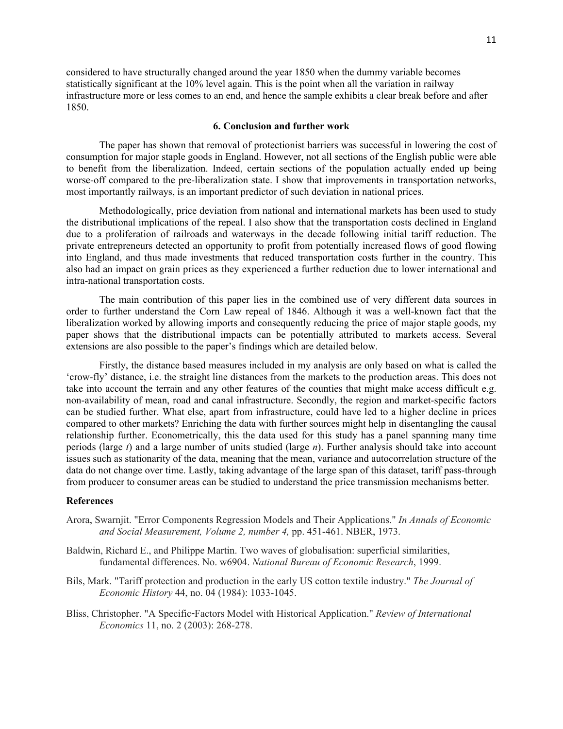considered to have structurally changed around the year 1850 when the dummy variable becomes statistically significant at the 10% level again. This is the point when all the variation in railway infrastructure more or less comes to an end, and hence the sample exhibits a clear break before and after 1850.

## 6. Conclusion and further work

The paper has shown that removal of protectionist barriers was successful in lowering the cost of consumption for major staple goods in England. However, not all sections of the English public were able to benefit from the liberalization. Indeed, certain sections of the population actually ended up being worse-off compared to the pre-liberalization state. I show that improvements in transportation networks, most importantly railways, is an important predictor of such deviation in national prices.

Methodologically, price deviation from national and international markets has been used to study the distributional implications of the repeal. I also show that the transportation costs declined in England due to a proliferation of railroads and waterways in the decade following initial tariff reduction. The private entrepreneurs detected an opportunity to profit from potentially increased flows of good flowing into England, and thus made investments that reduced transportation costs further in the country. This also had an impact on grain prices as they experienced a further reduction due to lower international and intra-national transportation costs.

The main contribution of this paper lies in the combined use of very different data sources in order to further understand the Corn Law repeal of 1846. Although it was a well-known fact that the liberalization worked by allowing imports and consequently reducing the price of major staple goods, my paper shows that the distributional impacts can be potentially attributed to markets access. Several extensions are also possible to the paper's findings which are detailed below.

Firstly, the distance based measures included in my analysis are only based on what is called the 'crow-fly' distance, i.e. the straight line distances from the markets to the production areas. This does not take into account the terrain and any other features of the counties that might make access difficult e.g. non-availability of mean, road and canal infrastructure. Secondly, the region and market-specific factors can be studied further. What else, apart from infrastructure, could have led to a higher decline in prices compared to other markets? Enriching the data with further sources might help in disentangling the causal relationship further. Econometrically, this the data used for this study has a panel spanning many time periods (large *t*) and a large number of units studied (large *n*). Further analysis should take into account issues such as stationarity of the data, meaning that the mean, variance and autocorrelation structure of the data do not change over time. Lastly, taking advantage of the large span of this dataset, tariff pass-through from producer to consumer areas can be studied to understand the price transmission mechanisms better.

### References

Arora, Swarnjit. "Error Components Regression Models and Their Applications." *In Annals of Economic and Social Measurement, Volume 2, number 4,* pp. 451-461. NBER, 1973.

Baldwin, Richard E., and Philippe Martin. Two waves of globalisation: superficial similarities, fundamental differences. No. w6904. *National Bureau of Economic Research*, 1999.

Bils, Mark. "Tariff protection and production in the early US cotton textile industry." *The Journal of Economic History* 44, no. 04 (1984): 1033-1045.

Bliss, Christopher. "A Specific-Factors Model with Historical Application." *Review of International Economics* 11, no. 2 (2003): 268-278.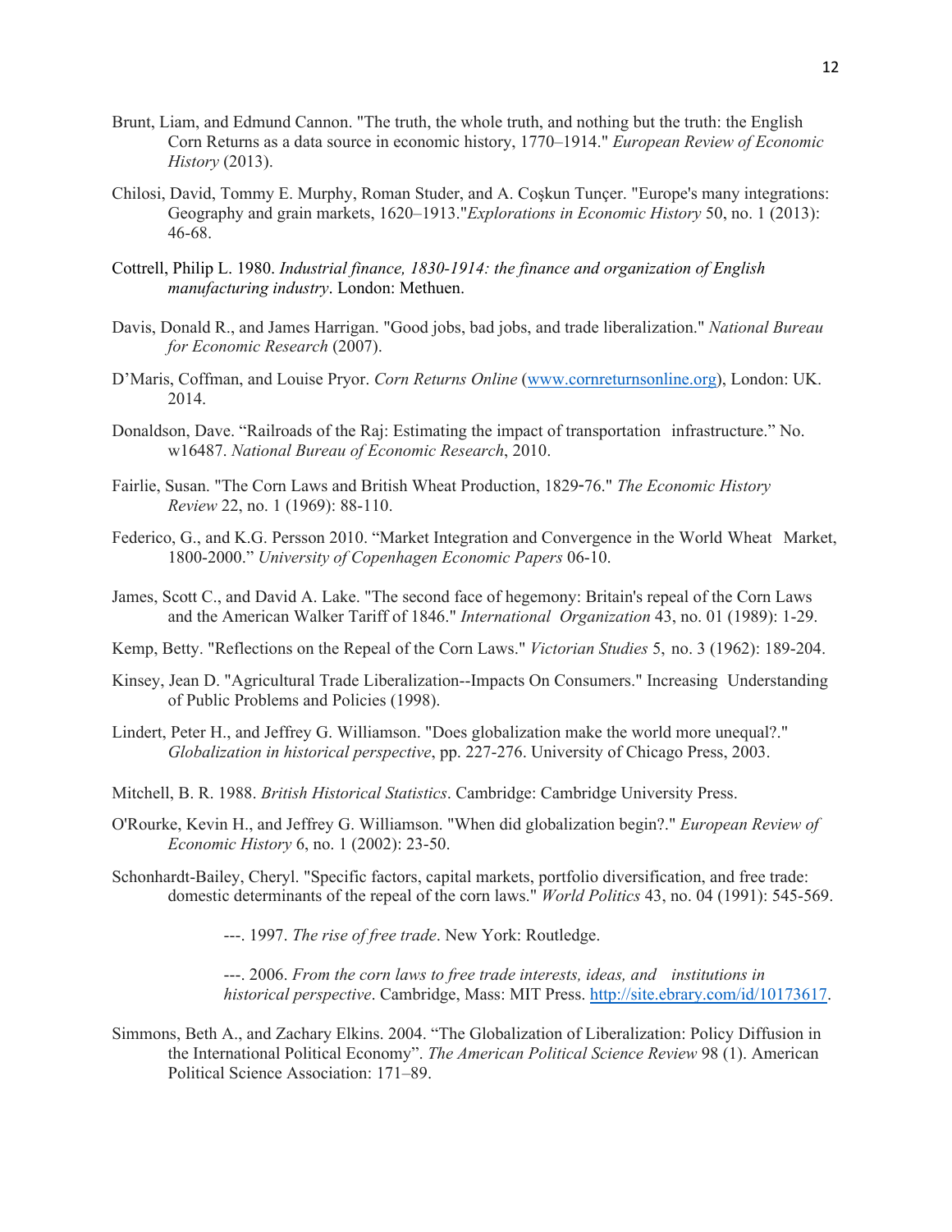Brunt, Liam, and Edmund Cannon. "The truth, the whole truth, and nothing but the truth: the English Corn Returns as a data source in economic history, 1770–1914." *European Review of Economic History* (2013).

Chilosi, David, Tommy E. Murphy, Roman Studer, and A. Coşkun Tunçer. "Europe's many integrations: Geography and grain markets, 1620–1913."*Explorations in Economic History* 50, no. 1 (2013): 46-68.

Cottrell, Philip L. 1980. *Industrial finance, 1830-1914: the finance and organization of English manufacturing industry*. London: Methuen.

Davis, Donald R., and James Harrigan. "Good jobs, bad jobs, and trade liberalization." *National Bureau for Economic Research* (2007).

D'Maris, Coffman, and Louise Pryor. *Corn Returns Online* (www.cornreturnsonline.org), London: UK. 2014.

Donaldson, Dave. "Railroads of the Raj: Estimating the impact of transportation infrastructure." No. w16487. *National Bureau of Economic Research*, 2010.

Fairlie, Susan. "The Corn Laws and British Wheat Production, 1829-76." *The Economic History Review* 22, no. 1 (1969): 88-110.

Federico, G., and K.G. Persson 2010. "Market Integration and Convergence in the World Wheat Market, 1800-2000." *University of Copenhagen Economic Papers* 06-10.

James, Scott C., and David A. Lake. "The second face of hegemony: Britain's repeal of the Corn Laws and the American Walker Tariff of 1846." *International Organization* 43, no. 01 (1989): 1-29.

Kemp, Betty. "Reflections on the Repeal of the Corn Laws." *Victorian Studies* 5, no. 3 (1962): 189-204.

Kinsey, Jean D. "Agricultural Trade Liberalization--Impacts On Consumers." Increasing Understanding of Public Problems and Policies (1998).

Lindert, Peter H., and Jeffrey G. Williamson. "Does globalization make the world more unequal?." *Globalization in historical perspective*, pp. 227-276. University of Chicago Press, 2003.

Mitchell, B. R. 1988. *British Historical Statistics*. Cambridge: Cambridge University Press.

O'Rourke, Kevin H., and Jeffrey G. Williamson. "When did globalization begin?." *European Review of Economic History* 6, no. 1 (2002): 23-50.

Schonhardt-Bailey, Cheryl. "Specific factors, capital markets, portfolio diversification, and free trade: domestic determinants of the repeal of the corn laws." *World Politics* 43, no. 04 (1991): 545-569.

---. 1997. *The rise of free trade*. New York: Routledge.

---. 2006. *From the corn laws to free trade interests, ideas, and institutions in historical perspective*. Cambridge, Mass: MIT Press. http://site.ebrary.com/id/10173617.

Simmons, Beth A., and Zachary Elkins. 2004. "The Globalization of Liberalization: Policy Diffusion in the International Political Economy". *The American Political Science Review* 98 (1). American Political Science Association: 171–89.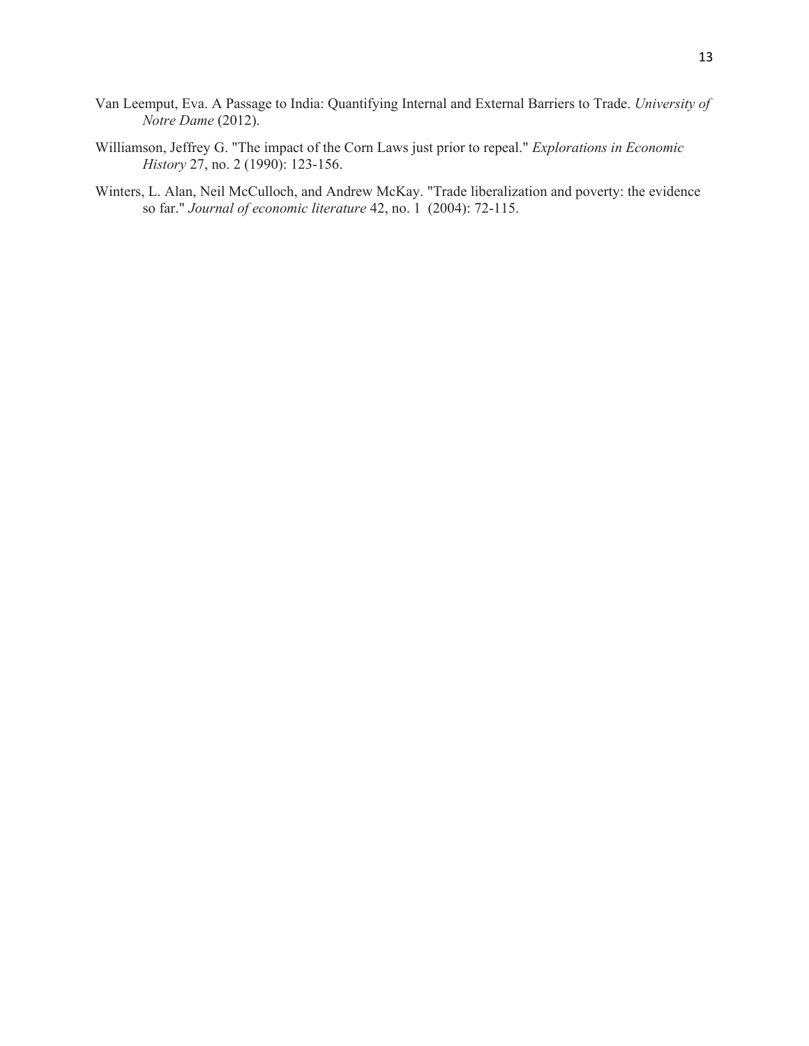Van Leemput, Eva. A Passage to India: Quantifying Internal and External Barriers to Trade. *University of Notre Dame* (2012).

Williamson, Jeffrey G. "The impact of the Corn Laws just prior to repeal." *Explorations in Economic History* 27, no. 2 (1990): 123-156.

Winters, L. Alan, Neil McCulloch, and Andrew McKay. "Trade liberalization and poverty: the evidence so far." *Journal of economic literature* 42, no. 1 (2004): 72-115.